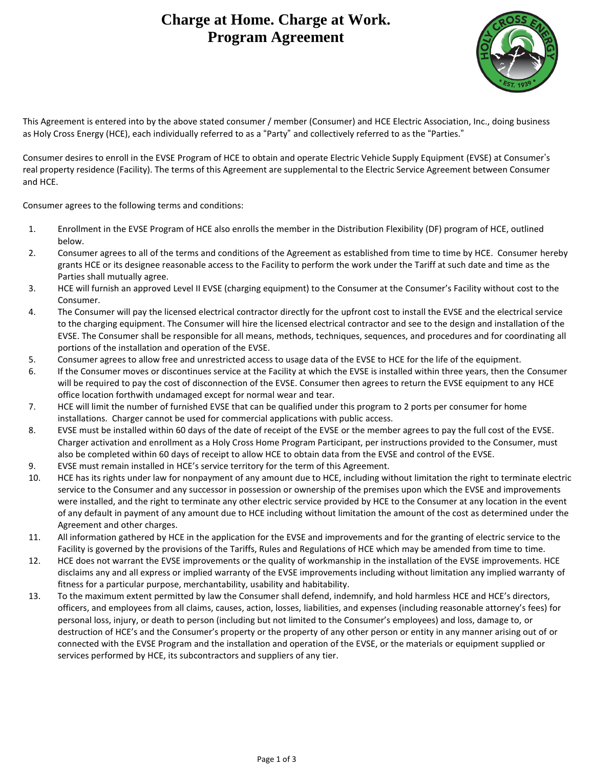# Charge at Home. Charge at Work.
# Program Agreement

This Agreement is entered into by the above stated consumer / member (Consumer) and HCE Electric Association, Inc., doing business as Holy Cross Energy (HCE), each individually referred to as a "Party" and collectively referred to as the "Parties."

Consumer desires to enroll in the EVSE Program of HCE to obtain and operate Electric Vehicle Supply Equipment (EVSE) at Consumer's real property residence (Facility). The terms of this Agreement are supplemental to the Electric Service Agreement between Consumer and HCE.

Consumer agrees to the following terms and conditions:

1. Enrollment in the EVSE Program of HCE also enrolls the member in the Distribution Flexibility (DF) program of HCE, outlined below.
2. Consumer agrees to all of the terms and conditions of the Agreement as established from time to time by HCE. Consumer hereby grants HCE or its designee reasonable access to the Facility to perform the work under the Tariff at such date and time as the Parties shall mutually agree.
3. HCE will furnish an approved Level II EVSE (charging equipment) to the Consumer at the Consumer's Facility without cost to the Consumer.
4. The Consumer will pay the licensed electrical contractor directly for the upfront cost to install the EVSE and the electrical service to the charging equipment. The Consumer will hire the licensed electrical contractor and see to the design and installation of the EVSE. The Consumer shall be responsible for all means, methods, techniques, sequences, and procedures and for coordinating all portions of the installation and operation of the EVSE.
5. Consumer agrees to allow free and unrestricted access to usage data of the EVSE to HCE for the life of the equipment.
6. If the Consumer moves or discontinues service at the Facility at which the EVSE is installed within three years, then the Consumer will be required to pay the cost of disconnection of the EVSE. Consumer then agrees to return the EVSE equipment to any HCE office location forthwith undamaged except for normal wear and tear.
7. HCE will limit the number of furnished EVSE that can be qualified under this program to 2 ports per consumer for home installations. Charger cannot be used for commercial applications with public access.
8. EVSE must be installed within 60 days of the date of receipt of the EVSE or the member agrees to pay the full cost of the EVSE. Charger activation and enrollment as a Holy Cross Home Program Participant, per instructions provided to the Consumer, must also be completed within 60 days of receipt to allow HCE to obtain data from the EVSE and control of the EVSE.
9. EVSE must remain installed in HCE's service territory for the term of this Agreement.
10. HCE has its rights under law for nonpayment of any amount due to HCE, including without limitation the right to terminate electric service to the Consumer and any successor in possession or ownership of the premises upon which the EVSE and improvements were installed, and the right to terminate any other electric service provided by HCE to the Consumer at any location in the event of any default in payment of any amount due to HCE including without limitation the amount of the cost as determined under the Agreement and other charges.
11. All information gathered by HCE in the application for the EVSE and improvements and for the granting of electric service to the Facility is governed by the provisions of the Tariffs, Rules and Regulations of HCE which may be amended from time to time.
12. HCE does not warrant the EVSE improvements or the quality of workmanship in the installation of the EVSE improvements. HCE disclaims any and all express or implied warranty of the EVSE improvements including without limitation any implied warranty of fitness for a particular purpose, merchantability, usability and habitability.
13. To the maximum extent permitted by law the Consumer shall defend, indemnify, and hold harmless HCE and HCE's directors, officers, and employees from all claims, causes, action, losses, liabilities, and expenses (including reasonable attorney's fees) for personal loss, injury, or death to person (including but not limited to the Consumer's employees) and loss, damage to, or destruction of HCE's and the Consumer's property or the property of any other person or entity in any manner arising out of or connected with the EVSE Program and the installation and operation of the EVSE, or the materials or equipment supplied or services performed by HCE, its subcontractors and suppliers of any tier.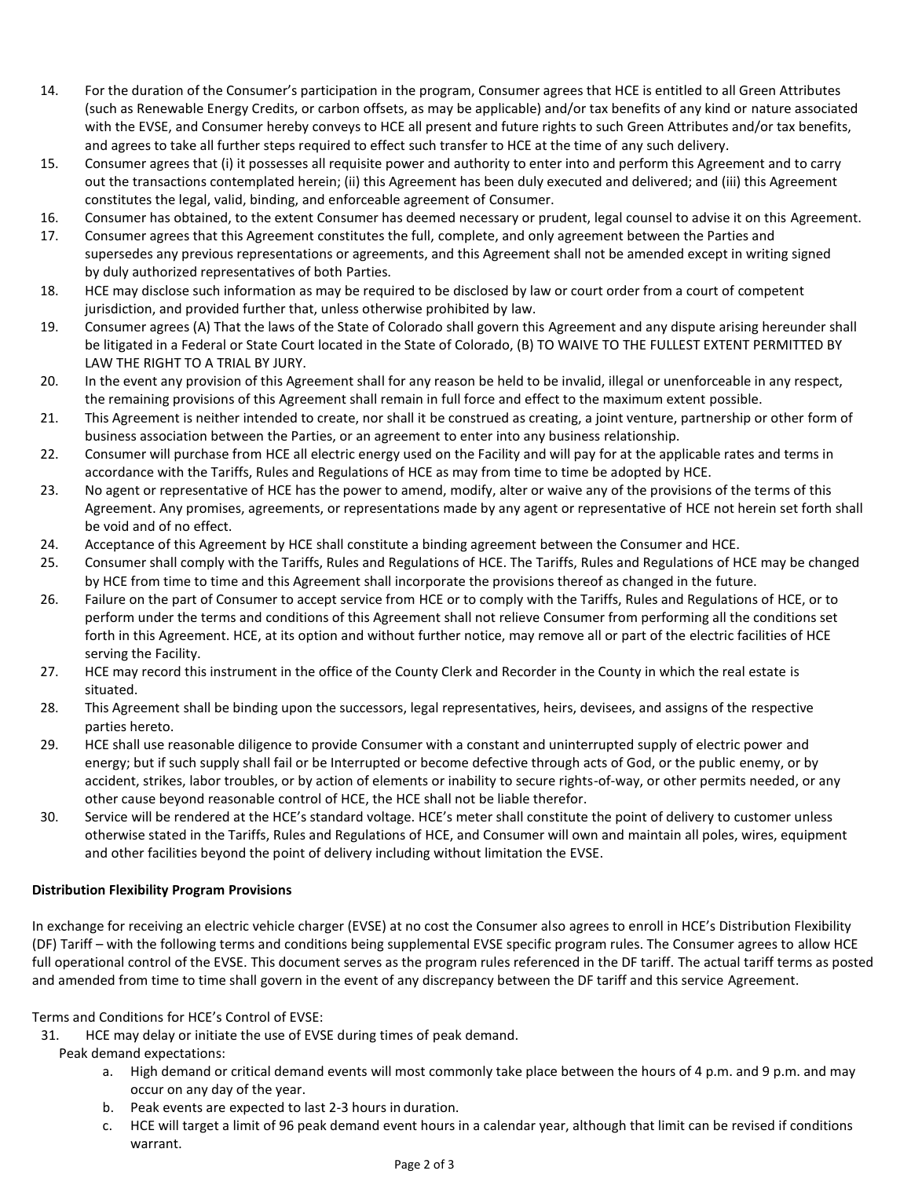14. For the duration of the Consumer's participation in the program, Consumer agrees that HCE is entitled to all Green Attributes (such as Renewable Energy Credits, or carbon offsets, as may be applicable) and/or tax benefits of any kind or nature associated with the EVSE, and Consumer hereby conveys to HCE all present and future rights to such Green Attributes and/or tax benefits, and agrees to take all further steps required to effect such transfer to HCE at the time of any such delivery.
15. Consumer agrees that (i) it possesses all requisite power and authority to enter into and perform this Agreement and to carry out the transactions contemplated herein; (ii) this Agreement has been duly executed and delivered; and (iii) this Agreement constitutes the legal, valid, binding, and enforceable agreement of Consumer.
16. Consumer has obtained, to the extent Consumer has deemed necessary or prudent, legal counsel to advise it on this Agreement.
17. Consumer agrees that this Agreement constitutes the full, complete, and only agreement between the Parties and supersedes any previous representations or agreements, and this Agreement shall not be amended except in writing signed by duly authorized representatives of both Parties.
18. HCE may disclose such information as may be required to be disclosed by law or court order from a court of competent jurisdiction, and provided further that, unless otherwise prohibited by law.
19. Consumer agrees (A) That the laws of the State of Colorado shall govern this Agreement and any dispute arising hereunder shall be litigated in a Federal or State Court located in the State of Colorado, (B) TO WAIVE TO THE FULLEST EXTENT PERMITTED BY LAW THE RIGHT TO A TRIAL BY JURY.
20. In the event any provision of this Agreement shall for any reason be held to be invalid, illegal or unenforceable in any respect, the remaining provisions of this Agreement shall remain in full force and effect to the maximum extent possible.
21. This Agreement is neither intended to create, nor shall it be construed as creating, a joint venture, partnership or other form of business association between the Parties, or an agreement to enter into any business relationship.
22. Consumer will purchase from HCE all electric energy used on the Facility and will pay for at the applicable rates and terms in accordance with the Tariffs, Rules and Regulations of HCE as may from time to time be adopted by HCE.
23. No agent or representative of HCE has the power to amend, modify, alter or waive any of the provisions of the terms of this Agreement. Any promises, agreements, or representations made by any agent or representative of HCE not herein set forth shall be void and of no effect.
24. Acceptance of this Agreement by HCE shall constitute a binding agreement between the Consumer and HCE.
25. Consumer shall comply with the Tariffs, Rules and Regulations of HCE. The Tariffs, Rules and Regulations of HCE may be changed by HCE from time to time and this Agreement shall incorporate the provisions thereof as changed in the future.
26. Failure on the part of Consumer to accept service from HCE or to comply with the Tariffs, Rules and Regulations of HCE, or to perform under the terms and conditions of this Agreement shall not relieve Consumer from performing all the conditions set forth in this Agreement. HCE, at its option and without further notice, may remove all or part of the electric facilities of HCE serving the Facility.
27. HCE may record this instrument in the office of the County Clerk and Recorder in the County in which the real estate is situated.
28. This Agreement shall be binding upon the successors, legal representatives, heirs, devisees, and assigns of the respective parties hereto.
29. HCE shall use reasonable diligence to provide Consumer with a constant and uninterrupted supply of electric power and energy; but if such supply shall fail or be Interrupted or become defective through acts of God, or the public enemy, or by accident, strikes, labor troubles, or by action of elements or inability to secure rights-of-way, or other permits needed, or any other cause beyond reasonable control of HCE, the HCE shall not be liable therefor.
30. Service will be rendered at the HCE's standard voltage. HCE's meter shall constitute the point of delivery to customer unless otherwise stated in the Tariffs, Rules and Regulations of HCE, and Consumer will own and maintain all poles, wires, equipment and other facilities beyond the point of delivery including without limitation the EVSE.

**Distribution Flexibility Program Provisions**

In exchange for receiving an electric vehicle charger (EVSE) at no cost the Consumer also agrees to enroll in HCE's Distribution Flexibility (DF) Tariff – with the following terms and conditions being supplemental EVSE specific program rules. The Consumer agrees to allow HCE full operational control of the EVSE. This document serves as the program rules referenced in the DF tariff. The actual tariff terms as posted and amended from time to time shall govern in the event of any discrepancy between the DF tariff and this service Agreement.

Terms and Conditions for HCE's Control of EVSE:

31. HCE may delay or initiate the use of EVSE during times of peak demand.

    Peak demand expectations:

    a. High demand or critical demand events will most commonly take place between the hours of 4 p.m. and 9 p.m. and may occur on any day of the year.
    b. Peak events are expected to last 2-3 hours in duration.
    c. HCE will target a limit of 96 peak demand event hours in a calendar year, although that limit can be revised if conditions warrant.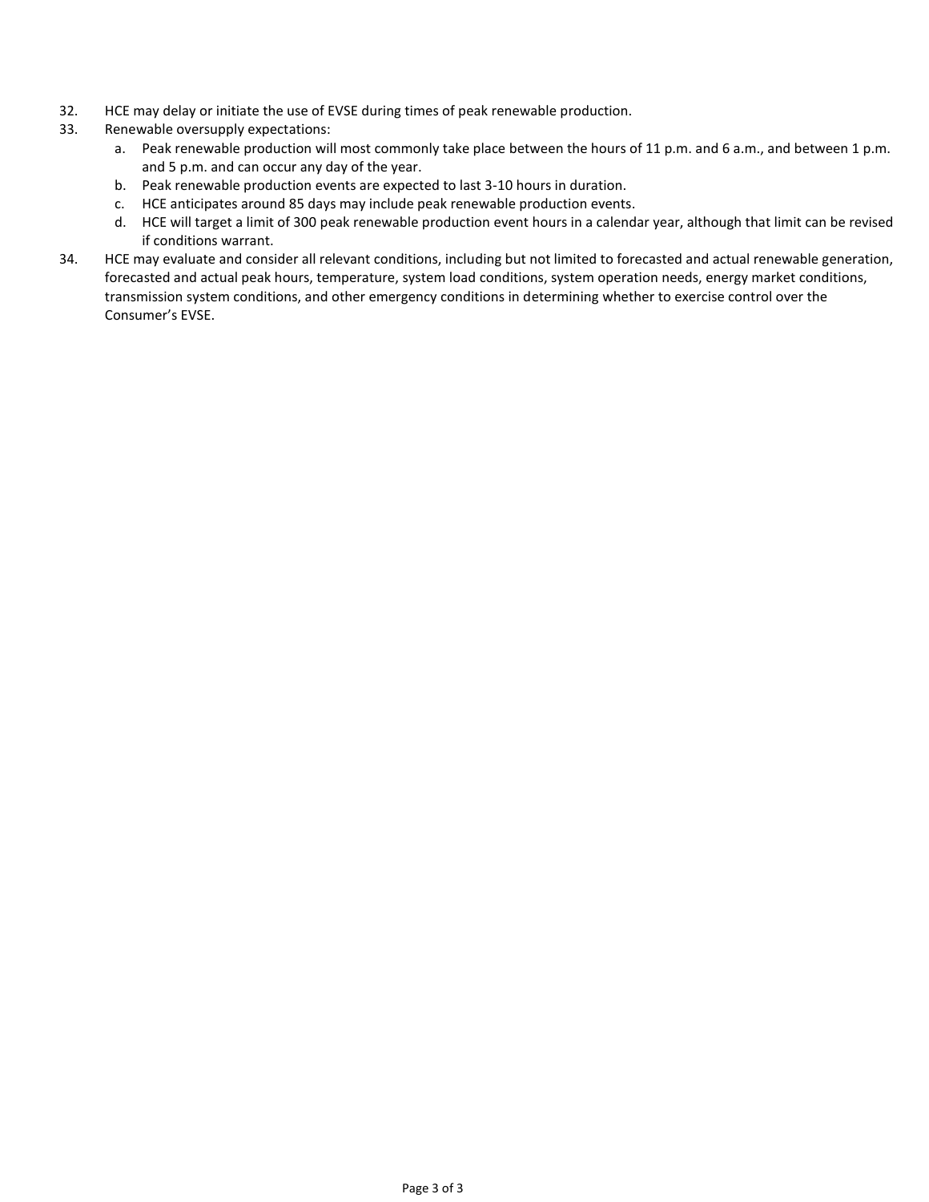32. HCE may delay or initiate the use of EVSE during times of peak renewable production.
33. Renewable oversupply expectations:
    a. Peak renewable production will most commonly take place between the hours of 11 p.m. and 6 a.m., and between 1 p.m. and 5 p.m. and can occur any day of the year.
    b. Peak renewable production events are expected to last 3-10 hours in duration.
    c. HCE anticipates around 85 days may include peak renewable production events.
    d. HCE will target a limit of 300 peak renewable production event hours in a calendar year, although that limit can be revised if conditions warrant.
34. HCE may evaluate and consider all relevant conditions, including but not limited to forecasted and actual renewable generation, forecasted and actual peak hours, temperature, system load conditions, system operation needs, energy market conditions, transmission system conditions, and other emergency conditions in determining whether to exercise control over the Consumer's EVSE.